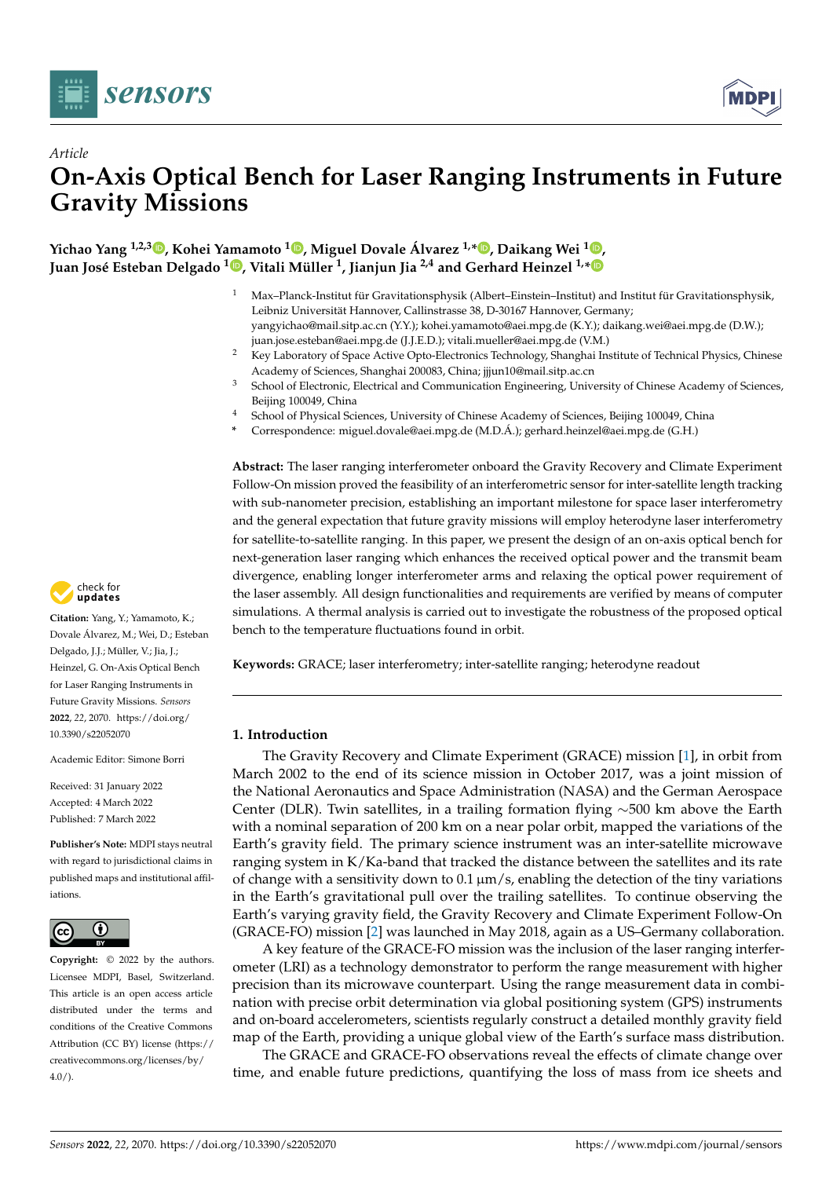Article

# On-Axis Optical Bench for Laser Ranging Instruments in Future Gravity Missions

**Yichao Yang [1,2,3], Kohei Yamamoto [1], Miguel Dovale Álvarez [1,*], Daikang Wei [1], Juan José Esteban Delgado [1], Vitali Müller [1], Jianjun Jia [2,4] and Gerhard Heinzel [1,*]**

1. Max–Planck-Institut für Gravitationsphysik (Albert–Einstein–Institut) and Institut für Gravitationsphysik, Leibniz Universität Hannover, Callinstrasse 38, D-30167 Hannover, Germany; yangyichao@mail.sitp.ac.cn (Y.Y.); kohei.yamamoto@aei.mpg.de (K.Y.); daikang.wei@aei.mpg.de (D.W.); juan.jose.esteban@aei.mpg.de (J.J.E.D.); vitali.mueller@aei.mpg.de (V.M.)
2. Key Laboratory of Space Active Opto-Electronics Technology, Shanghai Institute of Technical Physics, Chinese Academy of Sciences, Shanghai 200083, China; jjjun10@mail.sitp.ac.cn
3. School of Electronic, Electrical and Communication Engineering, University of Chinese Academy of Sciences, Beijing 100049, China
4. School of Physical Sciences, University of Chinese Academy of Sciences, Beijing 100049, China

\* Correspondence: miguel.dovale@aei.mpg.de (M.D.Á.); gerhard.heinzel@aei.mpg.de (G.H.)

**Abstract:** The laser ranging interferometer onboard the Gravity Recovery and Climate Experiment Follow-On mission proved the feasibility of an interferometric sensor for inter-satellite length tracking with sub-nanometer precision, establishing an important milestone for space laser interferometry and the general expectation that future gravity missions will employ heterodyne laser interferometry for satellite-to-satellite ranging. In this paper, we present the design of an on-axis optical bench for next-generation laser ranging which enhances the received optical power and the transmit beam divergence, enabling longer interferometer arms and relaxing the optical power requirement of the laser assembly. All design functionalities and requirements are verified by means of computer simulations. A thermal analysis is carried out to investigate the robustness of the proposed optical bench to the temperature fluctuations found in orbit.

**Keywords:** GRACE; laser interferometry; inter-satellite ranging; heterodyne readout

**Citation:** Yang, Y.; Yamamoto, K.; Dovale Álvarez, M.; Wei, D.; Esteban Delgado, J.J.; Müller, V.; Jia, J.; Heinzel, G. On-Axis Optical Bench for Laser Ranging Instruments in Future Gravity Missions. *Sensors* **2022**, *22*, 2070. https://doi.org/10.3390/s22052070

Academic Editor: Simone Borri

Received: 31 January 2022
Accepted: 4 March 2022
Published: 7 March 2022

**Publisher's Note:** MDPI stays neutral with regard to jurisdictional claims in published maps and institutional affiliations.

**Copyright:** © 2022 by the authors. Licensee MDPI, Basel, Switzerland. This article is an open access article distributed under the terms and conditions of the Creative Commons Attribution (CC BY) license (https://creativecommons.org/licenses/by/4.0/).

## 1. Introduction

The Gravity Recovery and Climate Experiment (GRACE) mission [1], in orbit from March 2002 to the end of its science mission in October 2017, was a joint mission of the National Aeronautics and Space Administration (NASA) and the German Aerospace Center (DLR). Twin satellites, in a trailing formation flying ∼500 km above the Earth with a nominal separation of 200 km on a near polar orbit, mapped the variations of the Earth's gravity field. The primary science instrument was an inter-satellite microwave ranging system in K/Ka-band that tracked the distance between the satellites and its rate of change with a sensitivity down to 0.1 µm/s, enabling the detection of the tiny variations in the Earth's gravitational pull over the trailing satellites. To continue observing the Earth's varying gravity field, the Gravity Recovery and Climate Experiment Follow-On (GRACE-FO) mission [2] was launched in May 2018, again as a US–Germany collaboration.

A key feature of the GRACE-FO mission was the inclusion of the laser ranging interferometer (LRI) as a technology demonstrator to perform the range measurement with higher precision than its microwave counterpart. Using the range measurement data in combination with precise orbit determination via global positioning system (GPS) instruments and on-board accelerometers, scientists regularly construct a detailed monthly gravity field map of the Earth, providing a unique global view of the Earth's surface mass distribution.

The GRACE and GRACE-FO observations reveal the effects of climate change over time, and enable future predictions, quantifying the loss of mass from ice sheets and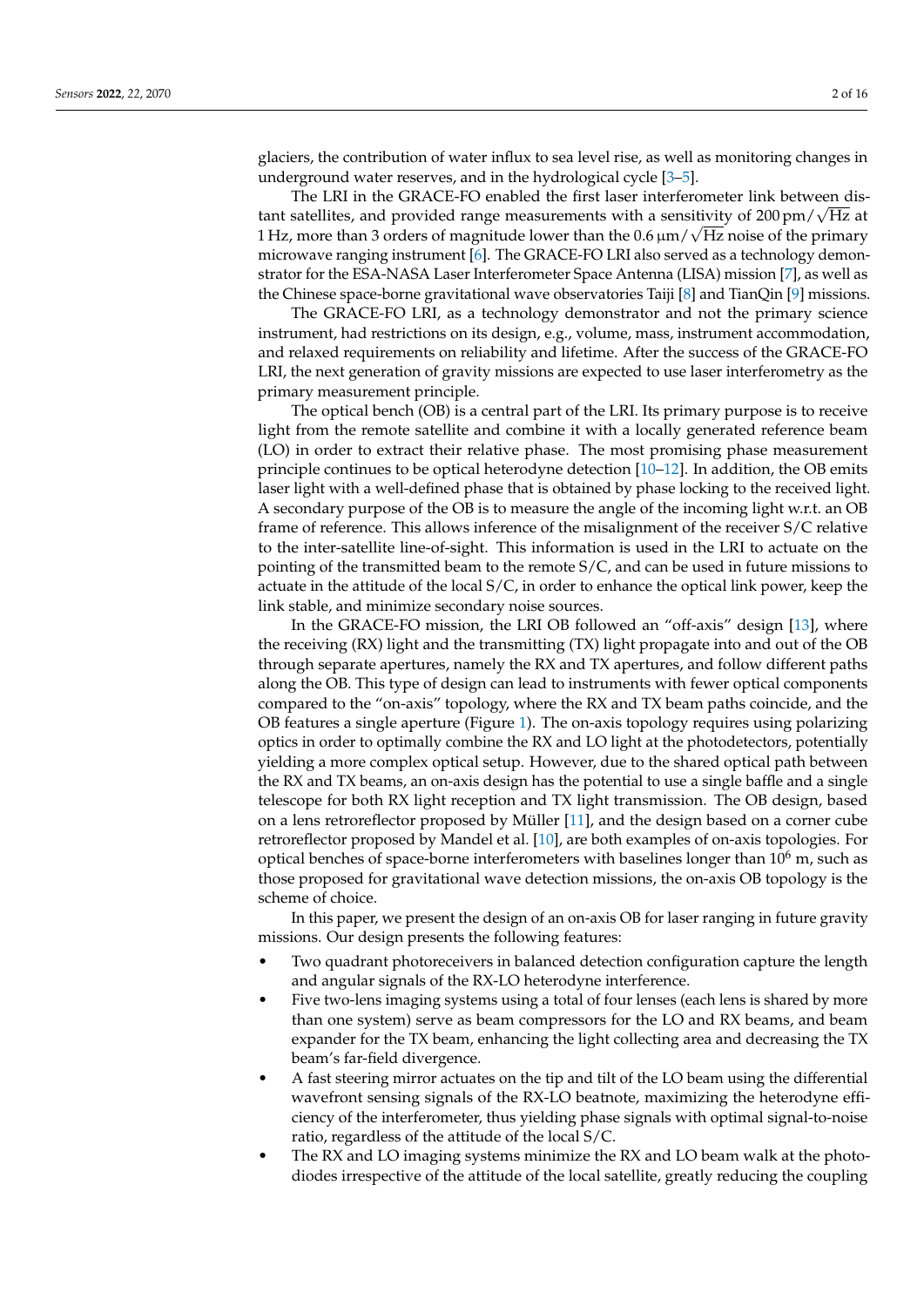glaciers, the contribution of water influx to sea level rise, as well as monitoring changes in underground water reserves, and in the hydrological cycle [3–5].

The LRI in the GRACE-FO enabled the first laser interferometer link between distant satellites, and provided range measurements with a sensitivity of $200\,\mathrm{pm}/\sqrt{\mathrm{Hz}}$ at 1 Hz, more than 3 orders of magnitude lower than the $0.6\,\mu\mathrm{m}/\sqrt{\mathrm{Hz}}$ noise of the primary microwave ranging instrument [6]. The GRACE-FO LRI also served as a technology demonstrator for the ESA-NASA Laser Interferometer Space Antenna (LISA) mission [7], as well as the Chinese space-borne gravitational wave observatories Taiji [8] and TianQin [9] missions.

The GRACE-FO LRI, as a technology demonstrator and not the primary science instrument, had restrictions on its design, e.g., volume, mass, instrument accommodation, and relaxed requirements on reliability and lifetime. After the success of the GRACE-FO LRI, the next generation of gravity missions are expected to use laser interferometry as the primary measurement principle.

The optical bench (OB) is a central part of the LRI. Its primary purpose is to receive light from the remote satellite and combine it with a locally generated reference beam (LO) in order to extract their relative phase. The most promising phase measurement principle continues to be optical heterodyne detection [10–12]. In addition, the OB emits laser light with a well-defined phase that is obtained by phase locking to the received light. A secondary purpose of the OB is to measure the angle of the incoming light w.r.t. an OB frame of reference. This allows inference of the misalignment of the receiver S/C relative to the inter-satellite line-of-sight. This information is used in the LRI to actuate on the pointing of the transmitted beam to the remote S/C, and can be used in future missions to actuate in the attitude of the local S/C, in order to enhance the optical link power, keep the link stable, and minimize secondary noise sources.

In the GRACE-FO mission, the LRI OB followed an "off-axis" design [13], where the receiving (RX) light and the transmitting (TX) light propagate into and out of the OB through separate apertures, namely the RX and TX apertures, and follow different paths along the OB. This type of design can lead to instruments with fewer optical components compared to the "on-axis" topology, where the RX and TX beam paths coincide, and the OB features a single aperture (Figure 1). The on-axis topology requires using polarizing optics in order to optimally combine the RX and LO light at the photodetectors, potentially yielding a more complex optical setup. However, due to the shared optical path between the RX and TX beams, an on-axis design has the potential to use a single baffle and a single telescope for both RX light reception and TX light transmission. The OB design, based on a lens retroreflector proposed by Müller [11], and the design based on a corner cube retroreflector proposed by Mandel et al. [10], are both examples of on-axis topologies. For optical benches of space-borne interferometers with baselines longer than $10^6$ m, such as those proposed for gravitational wave detection missions, the on-axis OB topology is the scheme of choice.

In this paper, we present the design of an on-axis OB for laser ranging in future gravity missions. Our design presents the following features:

- Two quadrant photoreceivers in balanced detection configuration capture the length and angular signals of the RX-LO heterodyne interference.
- Five two-lens imaging systems using a total of four lenses (each lens is shared by more than one system) serve as beam compressors for the LO and RX beams, and beam expander for the TX beam, enhancing the light collecting area and decreasing the TX beam's far-field divergence.
- A fast steering mirror actuates on the tip and tilt of the LO beam using the differential wavefront sensing signals of the RX-LO beatnote, maximizing the heterodyne efficiency of the interferometer, thus yielding phase signals with optimal signal-to-noise ratio, regardless of the attitude of the local S/C.
- The RX and LO imaging systems minimize the RX and LO beam walk at the photodiodes irrespective of the attitude of the local satellite, greatly reducing the coupling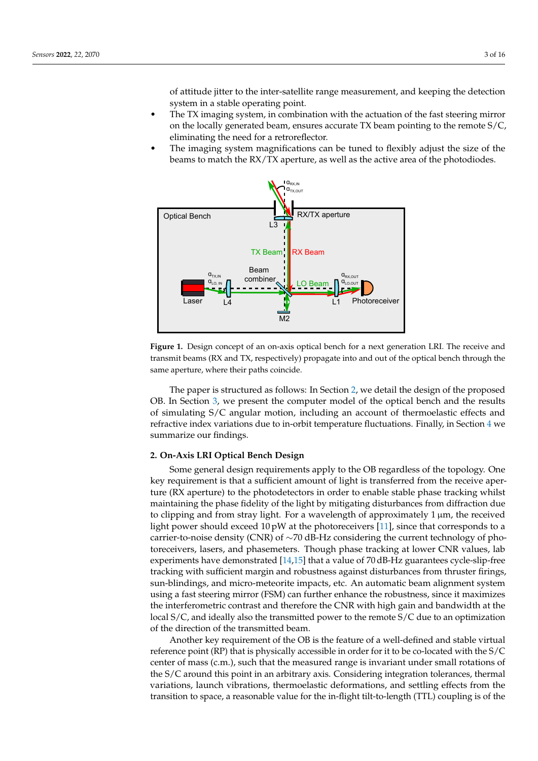of attitude jitter to the inter-satellite range measurement, and keeping the detection system in a stable operating point.

- The TX imaging system, in combination with the actuation of the fast steering mirror on the locally generated beam, ensures accurate TX beam pointing to the remote S/C, eliminating the need for a retroreflector.
- The imaging system magnifications can be tuned to flexibly adjust the size of the beams to match the RX/TX aperture, as well as the active area of the photodiodes.

**Figure 1.** Design concept of an on-axis optical bench for a next generation LRI. The receive and transmit beams (RX and TX, respectively) propagate into and out of the optical bench through the same aperture, where their paths coincide.

The paper is structured as follows: In Section 2, we detail the design of the proposed OB. In Section 3, we present the computer model of the optical bench and the results of simulating S/C angular motion, including an account of thermoelastic effects and refractive index variations due to in-orbit temperature fluctuations. Finally, in Section 4 we summarize our findings.

## 2. On-Axis LRI Optical Bench Design

Some general design requirements apply to the OB regardless of the topology. One key requirement is that a sufficient amount of light is transferred from the receive aperture (RX aperture) to the photodetectors in order to enable stable phase tracking whilst maintaining the phase fidelity of the light by mitigating disturbances from diffraction due to clipping and from stray light. For a wavelength of approximately 1 µm, the received light power should exceed 10 pW at the photoreceivers [11], since that corresponds to a carrier-to-noise density (CNR) of ∼70 dB-Hz considering the current technology of photoreceivers, lasers, and phasemeters. Though phase tracking at lower CNR values, lab experiments have demonstrated [14,15] that a value of 70 dB-Hz guarantees cycle-slip-free tracking with sufficient margin and robustness against disturbances from thruster firings, sun-blindings, and micro-meteorite impacts, etc. An automatic beam alignment system using a fast steering mirror (FSM) can further enhance the robustness, since it maximizes the interferometric contrast and therefore the CNR with high gain and bandwidth at the local S/C, and ideally also the transmitted power to the remote S/C due to an optimization of the direction of the transmitted beam.

Another key requirement of the OB is the feature of a well-defined and stable virtual reference point (RP) that is physically accessible in order for it to be co-located with the S/C center of mass (c.m.), such that the measured range is invariant under small rotations of the S/C around this point in an arbitrary axis. Considering integration tolerances, thermal variations, launch vibrations, thermoelastic deformations, and settling effects from the transition to space, a reasonable value for the in-flight tilt-to-length (TTL) coupling is of the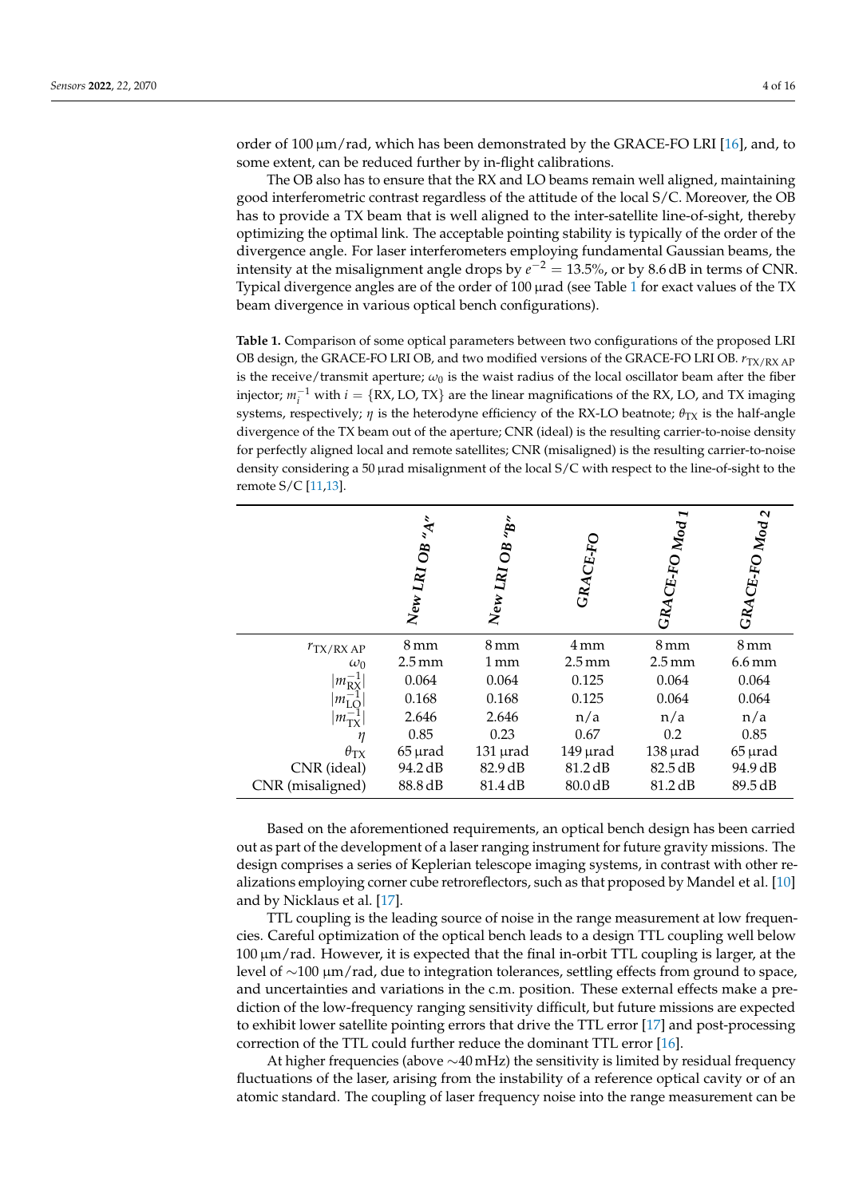order of 100 μm/rad, which has been demonstrated by the GRACE-FO LRI [16], and, to some extent, can be reduced further by in-flight calibrations.

The OB also has to ensure that the RX and LO beams remain well aligned, maintaining good interferometric contrast regardless of the attitude of the local S/C. Moreover, the OB has to provide a TX beam that is well aligned to the inter-satellite line-of-sight, thereby optimizing the optimal link. The acceptable pointing stability is typically of the order of the divergence angle. For laser interferometers employing fundamental Gaussian beams, the intensity at the misalignment angle drops by $e^{-2} = 13.5\%$, or by 8.6 dB in terms of CNR. Typical divergence angles are of the order of 100 μrad (see Table 1 for exact values of the TX beam divergence in various optical bench configurations).

**Table 1.** Comparison of some optical parameters between two configurations of the proposed LRI OB design, the GRACE-FO LRI OB, and two modified versions of the GRACE-FO LRI OB. $r_{\mathrm{TX/RX\,AP}}$ is the receive/transmit aperture; $\omega_0$ is the waist radius of the local oscillator beam after the fiber injector; $m_i^{-1}$ with $i = \{\mathrm{RX, LO, TX}\}$ are the linear magnifications of the RX, LO, and TX imaging systems, respectively; $\eta$ is the heterodyne efficiency of the RX-LO beatnote; $\theta_{\mathrm{TX}}$ is the half-angle divergence of the TX beam out of the aperture; CNR (ideal) is the resulting carrier-to-noise density for perfectly aligned local and remote satellites; CNR (misaligned) is the resulting carrier-to-noise density considering a 50 μrad misalignment of the local S/C with respect to the line-of-sight to the remote S/C [11,13].

| | *New LRI OB "A"* | *New LRI OB "B"* | *GRACE-FO* | *GRACE-FO Mod 1* | *GRACE-FO Mod 2* |
|---|---|---|---|---|---|
| $r_{\mathrm{TX/RX\,AP}}$ | 8 mm | 8 mm | 4 mm | 8 mm | 8 mm |
| $\omega_0$ | 2.5 mm | 1 mm | 2.5 mm | 2.5 mm | 6.6 mm |
| $\lvert m_{\mathrm{RX}}^{-1}\rvert$ | 0.064 | 0.064 | 0.125 | 0.064 | 0.064 |
| $\lvert m_{\mathrm{LO}}^{-1}\rvert$ | 0.168 | 0.168 | 0.125 | 0.064 | 0.064 |
| $\lvert m_{\mathrm{TX}}^{-1}\rvert$ | 2.646 | 2.646 | n/a | n/a | n/a |
| $\eta$ | 0.85 | 0.23 | 0.67 | 0.2 | 0.85 |
| $\theta_{\mathrm{TX}}$ | 65 μrad | 131 μrad | 149 μrad | 138 μrad | 65 μrad |
| CNR (ideal) | 94.2 dB | 82.9 dB | 81.2 dB | 82.5 dB | 94.9 dB |
| CNR (misaligned) | 88.8 dB | 81.4 dB | 80.0 dB | 81.2 dB | 89.5 dB |

Based on the aforementioned requirements, an optical bench design has been carried out as part of the development of a laser ranging instrument for future gravity missions. The design comprises a series of Keplerian telescope imaging systems, in contrast with other realizations employing corner cube retroreflectors, such as that proposed by Mandel et al. [10] and by Nicklaus et al. [17].

TTL coupling is the leading source of noise in the range measurement at low frequencies. Careful optimization of the optical bench leads to a design TTL coupling well below 100 μm/rad. However, it is expected that the final in-orbit TTL coupling is larger, at the level of ∼100 μm/rad, due to integration tolerances, settling effects from ground to space, and uncertainties and variations in the c.m. position. These external effects make a prediction of the low-frequency ranging sensitivity difficult, but future missions are expected to exhibit lower satellite pointing errors that drive the TTL error [17] and post-processing correction of the TTL could further reduce the dominant TTL error [16].

At higher frequencies (above ∼40 mHz) the sensitivity is limited by residual frequency fluctuations of the laser, arising from the instability of a reference optical cavity or of an atomic standard. The coupling of laser frequency noise into the range measurement can be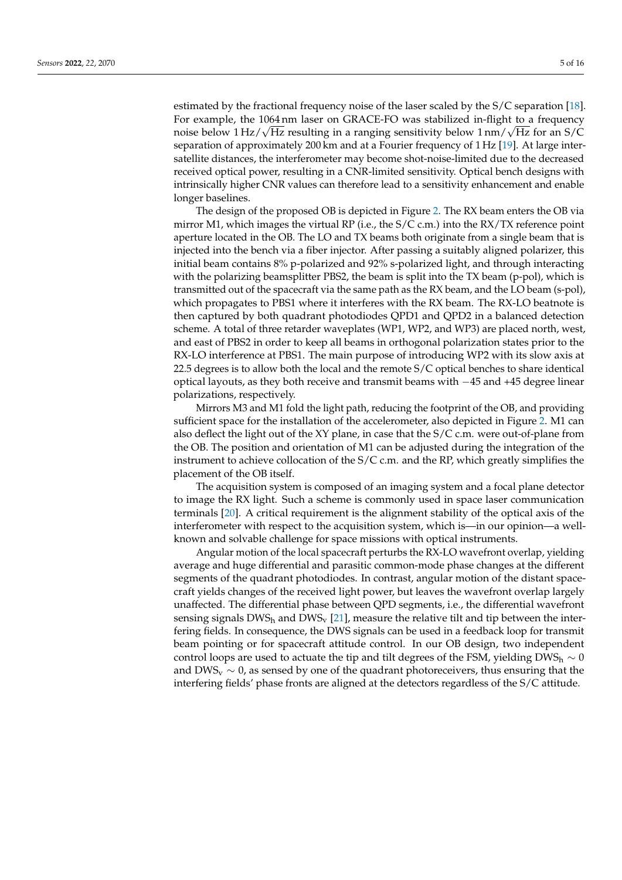estimated by the fractional frequency noise of the laser scaled by the S/C separation [18]. For example, the 1064 nm laser on GRACE-FO was stabilized in-flight to a frequency noise below $1\,\mathrm{Hz}/\sqrt{\mathrm{Hz}}$ resulting in a ranging sensitivity below $1\,\mathrm{nm}/\sqrt{\mathrm{Hz}}$ for an S/C separation of approximately 200 km and at a Fourier frequency of 1 Hz [19]. At large inter-satellite distances, the interferometer may become shot-noise-limited due to the decreased received optical power, resulting in a CNR-limited sensitivity. Optical bench designs with intrinsically higher CNR values can therefore lead to a sensitivity enhancement and enable longer baselines.

The design of the proposed OB is depicted in Figure 2. The RX beam enters the OB via mirror M1, which images the virtual RP (i.e., the S/C c.m.) into the RX/TX reference point aperture located in the OB. The LO and TX beams both originate from a single beam that is injected into the bench via a fiber injector. After passing a suitably aligned polarizer, this initial beam contains 8% p-polarized and 92% s-polarized light, and through interacting with the polarizing beamsplitter PBS2, the beam is split into the TX beam (p-pol), which is transmitted out of the spacecraft via the same path as the RX beam, and the LO beam (s-pol), which propagates to PBS1 where it interferes with the RX beam. The RX-LO beatnote is then captured by both quadrant photodiodes QPD1 and QPD2 in a balanced detection scheme. A total of three retarder waveplates (WP1, WP2, and WP3) are placed north, west, and east of PBS2 in order to keep all beams in orthogonal polarization states prior to the RX-LO interference at PBS1. The main purpose of introducing WP2 with its slow axis at 22.5 degrees is to allow both the local and the remote S/C optical benches to share identical optical layouts, as they both receive and transmit beams with −45 and +45 degree linear polarizations, respectively.

Mirrors M3 and M1 fold the light path, reducing the footprint of the OB, and providing sufficient space for the installation of the accelerometer, also depicted in Figure 2. M1 can also deflect the light out of the XY plane, in case that the S/C c.m. were out-of-plane from the OB. The position and orientation of M1 can be adjusted during the integration of the instrument to achieve collocation of the S/C c.m. and the RP, which greatly simplifies the placement of the OB itself.

The acquisition system is composed of an imaging system and a focal plane detector to image the RX light. Such a scheme is commonly used in space laser communication terminals [20]. A critical requirement is the alignment stability of the optical axis of the interferometer with respect to the acquisition system, which is—in our opinion—a well-known and solvable challenge for space missions with optical instruments.

Angular motion of the local spacecraft perturbs the RX-LO wavefront overlap, yielding average and huge differential and parasitic common-mode phase changes at the different segments of the quadrant photodiodes. In contrast, angular motion of the distant spacecraft yields changes of the received light power, but leaves the wavefront overlap largely unaffected. The differential phase between QPD segments, i.e., the differential wavefront sensing signals $\mathrm{DWS_h}$ and $\mathrm{DWS_v}$ [21], measure the relative tilt and tip between the interfering fields. In consequence, the DWS signals can be used in a feedback loop for transmit beam pointing or for spacecraft attitude control. In our OB design, two independent control loops are used to actuate the tip and tilt degrees of the FSM, yielding $\mathrm{DWS_h} \sim 0$ and $\mathrm{DWS_v} \sim 0$, as sensed by one of the quadrant photoreceivers, thus ensuring that the interfering fields' phase fronts are aligned at the detectors regardless of the S/C attitude.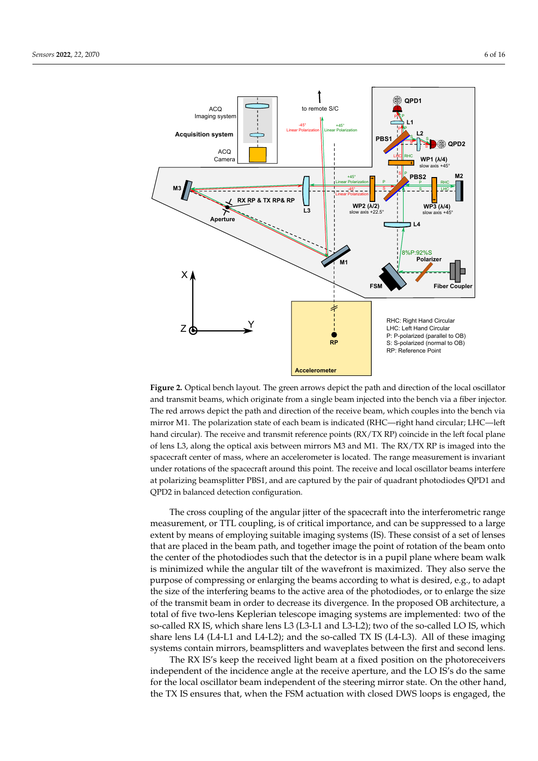**Figure 2.** Optical bench layout. The green arrows depict the path and direction of the local oscillator and transmit beams, which originate from a single beam injected into the bench via a fiber injector. The red arrows depict the path and direction of the receive beam, which couples into the bench via mirror M1. The polarization state of each beam is indicated (RHC—right hand circular; LHC—left hand circular). The receive and transmit reference points (RX/TX RP) coincide in the left focal plane of lens L3, along the optical axis between mirrors M3 and M1. The RX/TX RP is imaged into the spacecraft center of mass, where an accelerometer is located. The range measurement is invariant under rotations of the spacecraft around this point. The receive and local oscillator beams interfere at polarizing beamsplitter PBS1, and are captured by the pair of quadrant photodiodes QPD1 and QPD2 in balanced detection configuration.

The cross coupling of the angular jitter of the spacecraft into the interferometric range measurement, or TTL coupling, is of critical importance, and can be suppressed to a large extent by means of employing suitable imaging systems (IS). These consist of a set of lenses that are placed in the beam path, and together image the point of rotation of the beam onto the center of the photodiodes such that the detector is in a pupil plane where beam walk is minimized while the angular tilt of the wavefront is maximized. They also serve the purpose of compressing or enlarging the beams according to what is desired, e.g., to adapt the size of the interfering beams to the active area of the photodiodes, or to enlarge the size of the transmit beam in order to decrease its divergence. In the proposed OB architecture, a total of five two-lens Keplerian telescope imaging systems are implemented: two of the so-called RX IS, which share lens L3 (L3-L1 and L3-L2); two of the so-called LO IS, which share lens L4 (L4-L1 and L4-L2); and the so-called TX IS (L4-L3). All of these imaging systems contain mirrors, beamsplitters and waveplates between the first and second lens.

The RX IS's keep the received light beam at a fixed position on the photoreceivers independent of the incidence angle at the receive aperture, and the LO IS's do the same for the local oscillator beam independent of the steering mirror state. On the other hand, the TX IS ensures that, when the FSM actuation with closed DWS loops is engaged, the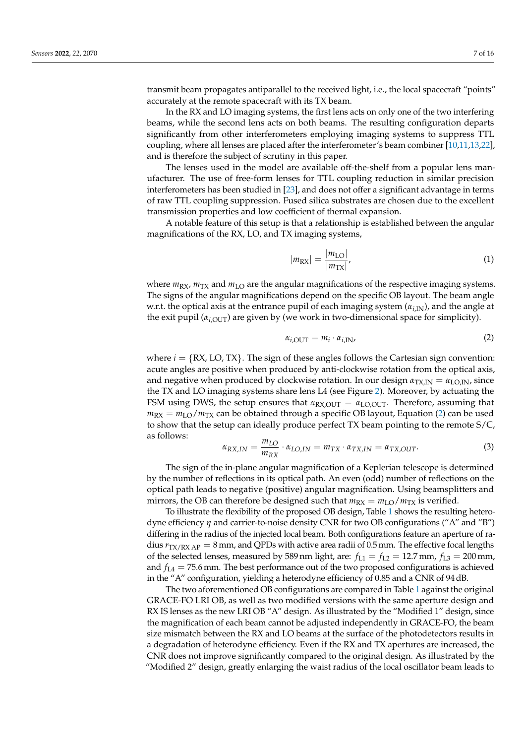transmit beam propagates antiparallel to the received light, i.e., the local spacecraft "points" accurately at the remote spacecraft with its TX beam.

In the RX and LO imaging systems, the first lens acts on only one of the two interfering beams, while the second lens acts on both beams. The resulting configuration departs significantly from other interferometers employing imaging systems to suppress TTL coupling, where all lenses are placed after the interferometer's beam combiner [10,11,13,22], and is therefore the subject of scrutiny in this paper.

The lenses used in the model are available off-the-shelf from a popular lens manufacturer. The use of free-form lenses for TTL coupling reduction in similar precision interferometers has been studied in [23], and does not offer a significant advantage in terms of raw TTL coupling suppression. Fused silica substrates are chosen due to the excellent transmission properties and low coefficient of thermal expansion.

A notable feature of this setup is that a relationship is established between the angular magnifications of the RX, LO, and TX imaging systems,

$$|m_{\mathrm{RX}}| = \frac{|m_{\mathrm{LO}}|}{|m_{\mathrm{TX}}|}, \tag{1}$$

where $m_{\mathrm{RX}}$, $m_{\mathrm{TX}}$ and $m_{\mathrm{LO}}$ are the angular magnifications of the respective imaging systems. The signs of the angular magnifications depend on the specific OB layout. The beam angle w.r.t. the optical axis at the entrance pupil of each imaging system ($\alpha_{i,\mathrm{IN}}$), and the angle at the exit pupil ($\alpha_{i,\mathrm{OUT}}$) are given by (we work in two-dimensional space for simplicity).

$$\alpha_{i,\mathrm{OUT}} = m_i \cdot \alpha_{i,\mathrm{IN}}, \tag{2}$$

where $i = \{\mathrm{RX}, \mathrm{LO}, \mathrm{TX}\}$. The sign of these angles follows the Cartesian sign convention: acute angles are positive when produced by anti-clockwise rotation from the optical axis, and negative when produced by clockwise rotation. In our design $\alpha_{\mathrm{TX,IN}} = \alpha_{\mathrm{LO,IN}}$, since the TX and LO imaging systems share lens L4 (see Figure 2). Moreover, by actuating the FSM using DWS, the setup ensures that $\alpha_{\mathrm{RX,OUT}} = \alpha_{\mathrm{LO,OUT}}$. Therefore, assuming that $m_{\mathrm{RX}} = m_{\mathrm{LO}}/m_{\mathrm{TX}}$ can be obtained through a specific OB layout, Equation (2) can be used to show that the setup can ideally produce perfect TX beam pointing to the remote S/C, as follows:

$$\alpha_{RX,IN} = \frac{m_{LO}}{m_{RX}} \cdot \alpha_{LO,IN} = m_{TX} \cdot \alpha_{TX,IN} = \alpha_{TX,OUT}. \tag{3}$$

The sign of the in-plane angular magnification of a Keplerian telescope is determined by the number of reflections in its optical path. An even (odd) number of reflections on the optical path leads to negative (positive) angular magnification. Using beamsplitters and mirrors, the OB can therefore be designed such that $m_{\mathrm{RX}} = m_{\mathrm{LO}}/m_{\mathrm{TX}}$ is verified.

To illustrate the flexibility of the proposed OB design, Table 1 shows the resulting heterodyne efficiency $\eta$ and carrier-to-noise density CNR for two OB configurations ("A" and "B") differing in the radius of the injected local beam. Both configurations feature an aperture of radius $r_{\mathrm{TX/RX\ AP}} = 8$ mm, and QPDs with active area radii of 0.5 mm. The effective focal lengths of the selected lenses, measured by 589 nm light, are: $f_{\mathrm{L1}} = f_{\mathrm{L2}} = 12.7$ mm, $f_{\mathrm{L3}} = 200$ mm, and $f_{\mathrm{L4}} = 75.6$ mm. The best performance out of the two proposed configurations is achieved in the "A" configuration, yielding a heterodyne efficiency of 0.85 and a CNR of 94 dB.

The two aforementioned OB configurations are compared in Table 1 against the original GRACE-FO LRI OB, as well as two modified versions with the same aperture design and RX IS lenses as the new LRI OB "A" design. As illustrated by the "Modified 1" design, since the magnification of each beam cannot be adjusted independently in GRACE-FO, the beam size mismatch between the RX and LO beams at the surface of the photodetectors results in a degradation of heterodyne efficiency. Even if the RX and TX apertures are increased, the CNR does not improve significantly compared to the original design. As illustrated by the "Modified 2" design, greatly enlarging the waist radius of the local oscillator beam leads to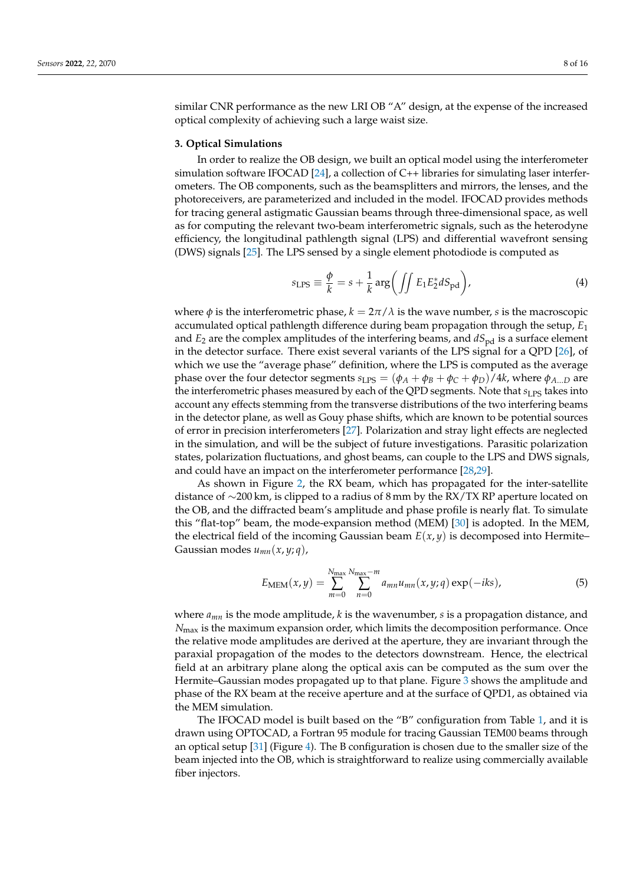similar CNR performance as the new LRI OB "A" design, at the expense of the increased optical complexity of achieving such a large waist size.

### 3. Optical Simulations

In order to realize the OB design, we built an optical model using the interferometer simulation software IFOCAD [24], a collection of C++ libraries for simulating laser interferometers. The OB components, such as the beamsplitters and mirrors, the lenses, and the photoreceivers, are parameterized and included in the model. IFOCAD provides methods for tracing general astigmatic Gaussian beams through three-dimensional space, as well as for computing the relevant two-beam interferometric signals, such as the heterodyne efficiency, the longitudinal pathlength signal (LPS) and differential wavefront sensing (DWS) signals [25]. The LPS sensed by a single element photodiode is computed as

$$s_{\mathrm{LPS}} \equiv \frac{\phi}{k} = s + \frac{1}{k}\arg\left(\iint E_1 E_2^* dS_{\mathrm{pd}}\right), \tag{4}$$

where $\phi$ is the interferometric phase, $k = 2\pi/\lambda$ is the wave number, $s$ is the macroscopic accumulated optical pathlength difference during beam propagation through the setup, $E_1$ and $E_2$ are the complex amplitudes of the interfering beams, and $dS_{\mathrm{pd}}$ is a surface element in the detector surface. There exist several variants of the LPS signal for a QPD [26], of which we use the "average phase" definition, where the LPS is computed as the average phase over the four detector segments $s_{\mathrm{LPS}} = (\phi_A + \phi_B + \phi_C + \phi_D)/4k$, where $\phi_{A \ldots D}$ are the interferometric phases measured by each of the QPD segments. Note that $s_{\mathrm{LPS}}$ takes into account any effects stemming from the transverse distributions of the two interfering beams in the detector plane, as well as Gouy phase shifts, which are known to be potential sources of error in precision interferometers [27]. Polarization and stray light effects are neglected in the simulation, and will be the subject of future investigations. Parasitic polarization states, polarization fluctuations, and ghost beams, can couple to the LPS and DWS signals, and could have an impact on the interferometer performance [28,29].

As shown in Figure 2, the RX beam, which has propagated for the inter-satellite distance of ∼200 km, is clipped to a radius of 8 mm by the RX/TX RP aperture located on the OB, and the diffracted beam's amplitude and phase profile is nearly flat. To simulate this "flat-top" beam, the mode-expansion method (MEM) [30] is adopted. In the MEM, the electrical field of the incoming Gaussian beam $E(x, y)$ is decomposed into Hermite–Gaussian modes $u_{mn}(x, y; q)$,

$$E_{\mathrm{MEM}}(x, y) = \sum_{m=0}^{N_{\max}} \sum_{n=0}^{N_{\max}-m} a_{mn} u_{mn}(x, y; q) \exp(-iks), \tag{5}$$

where $a_{mn}$ is the mode amplitude, $k$ is the wavenumber, $s$ is a propagation distance, and $N_{\max}$ is the maximum expansion order, which limits the decomposition performance. Once the relative mode amplitudes are derived at the aperture, they are invariant through the paraxial propagation of the modes to the detectors downstream. Hence, the electrical field at an arbitrary plane along the optical axis can be computed as the sum over the Hermite–Gaussian modes propagated up to that plane. Figure 3 shows the amplitude and phase of the RX beam at the receive aperture and at the surface of QPD1, as obtained via the MEM simulation.

The IFOCAD model is built based on the "B" configuration from Table 1, and it is drawn using OPTOCAD, a Fortran 95 module for tracing Gaussian TEM00 beams through an optical setup [31] (Figure 4). The B configuration is chosen due to the smaller size of the beam injected into the OB, which is straightforward to realize using commercially available fiber injectors.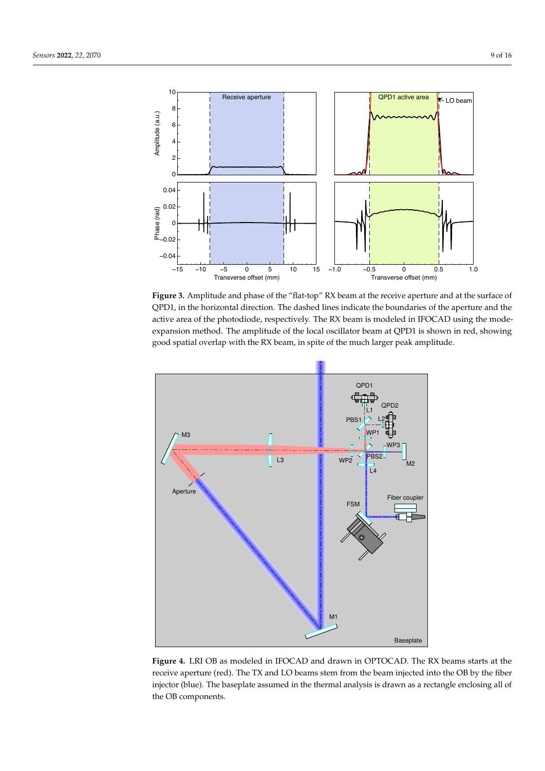**Figure 3.** Amplitude and phase of the "flat-top" RX beam at the receive aperture and at the surface of QPD1, in the horizontal direction. The dashed lines indicate the boundaries of the aperture and the active area of the photodiode, respectively. The RX beam is modeled in IFOCAD using the mode-expansion method. The amplitude of the local oscillator beam at QPD1 is shown in red, showing good spatial overlap with the RX beam, in spite of the much larger peak amplitude.

**Figure 4.** LRI OB as modeled in IFOCAD and drawn in OPTOCAD. The RX beams starts at the receive aperture (red). The TX and LO beams stem from the beam injected into the OB by the fiber injector (blue). The baseplate assumed in the thermal analysis is drawn as a rectangle enclosing all of the OB components.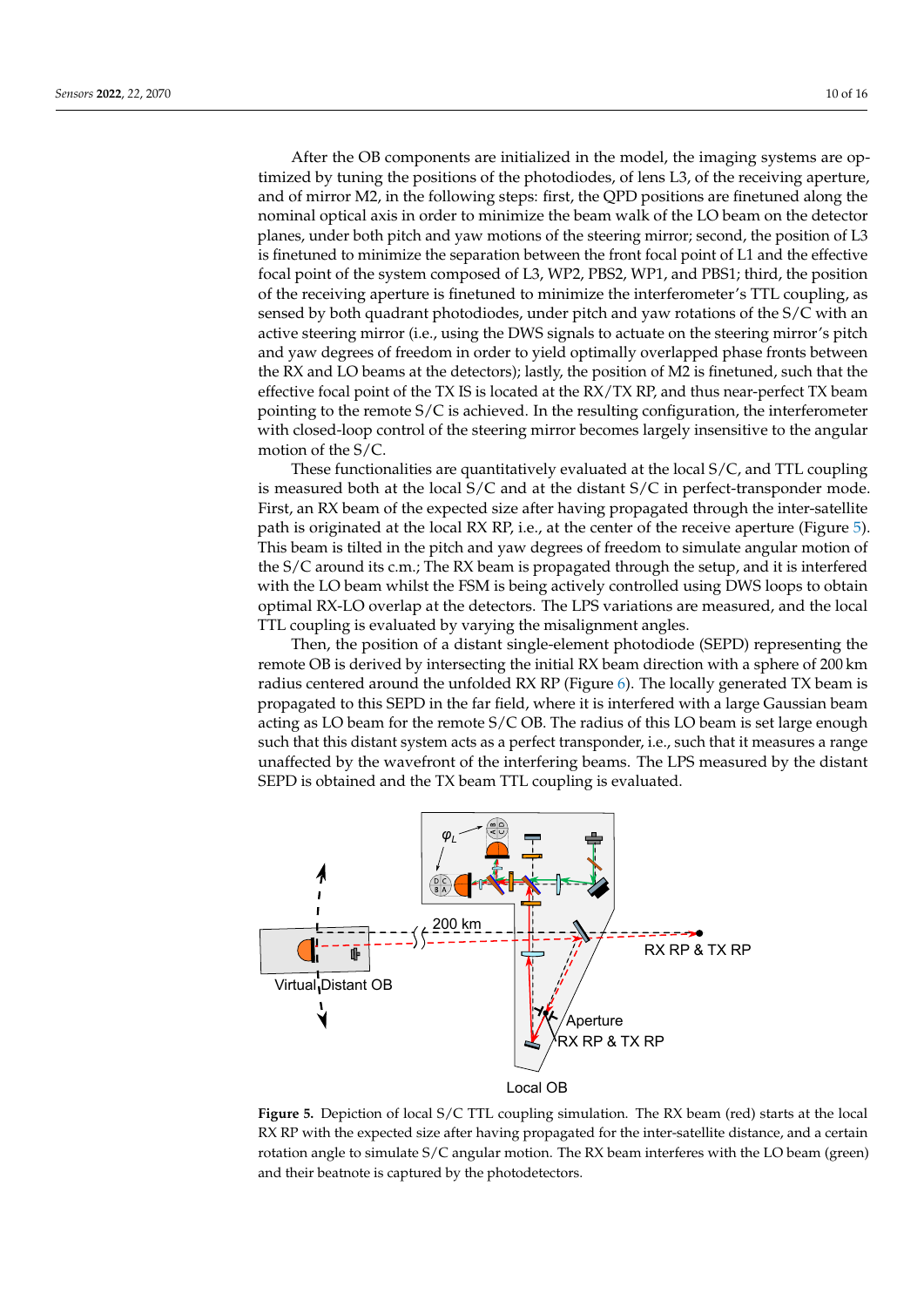After the OB components are initialized in the model, the imaging systems are optimized by tuning the positions of the photodiodes, of lens L3, of the receiving aperture, and of mirror M2, in the following steps: first, the QPD positions are finetuned along the nominal optical axis in order to minimize the beam walk of the LO beam on the detector planes, under both pitch and yaw motions of the steering mirror; second, the position of L3 is finetuned to minimize the separation between the front focal point of L1 and the effective focal point of the system composed of L3, WP2, PBS2, WP1, and PBS1; third, the position of the receiving aperture is finetuned to minimize the interferometer's TTL coupling, as sensed by both quadrant photodiodes, under pitch and yaw rotations of the S/C with an active steering mirror (i.e., using the DWS signals to actuate on the steering mirror's pitch and yaw degrees of freedom in order to yield optimally overlapped phase fronts between the RX and LO beams at the detectors); lastly, the position of M2 is finetuned, such that the effective focal point of the TX IS is located at the RX/TX RP, and thus near-perfect TX beam pointing to the remote S/C is achieved. In the resulting configuration, the interferometer with closed-loop control of the steering mirror becomes largely insensitive to the angular motion of the S/C.

These functionalities are quantitatively evaluated at the local S/C, and TTL coupling is measured both at the local S/C and at the distant S/C in perfect-transponder mode. First, an RX beam of the expected size after having propagated through the inter-satellite path is originated at the local RX RP, i.e., at the center of the receive aperture (Figure 5). This beam is tilted in the pitch and yaw degrees of freedom to simulate angular motion of the S/C around its c.m.; The RX beam is propagated through the setup, and it is interfered with the LO beam whilst the FSM is being actively controlled using DWS loops to obtain optimal RX-LO overlap at the detectors. The LPS variations are measured, and the local TTL coupling is evaluated by varying the misalignment angles.

Then, the position of a distant single-element photodiode (SEPD) representing the remote OB is derived by intersecting the initial RX beam direction with a sphere of 200 km radius centered around the unfolded RX RP (Figure 6). The locally generated TX beam is propagated to this SEPD in the far field, where it is interfered with a large Gaussian beam acting as LO beam for the remote S/C OB. The radius of this LO beam is set large enough such that this distant system acts as a perfect transponder, i.e., such that it measures a range unaffected by the wavefront of the interfering beams. The LPS measured by the distant SEPD is obtained and the TX beam TTL coupling is evaluated.

**Figure 5.** Depiction of local S/C TTL coupling simulation. The RX beam (red) starts at the local RX RP with the expected size after having propagated for the inter-satellite distance, and a certain rotation angle to simulate S/C angular motion. The RX beam interferes with the LO beam (green) and their beatnote is captured by the photodetectors.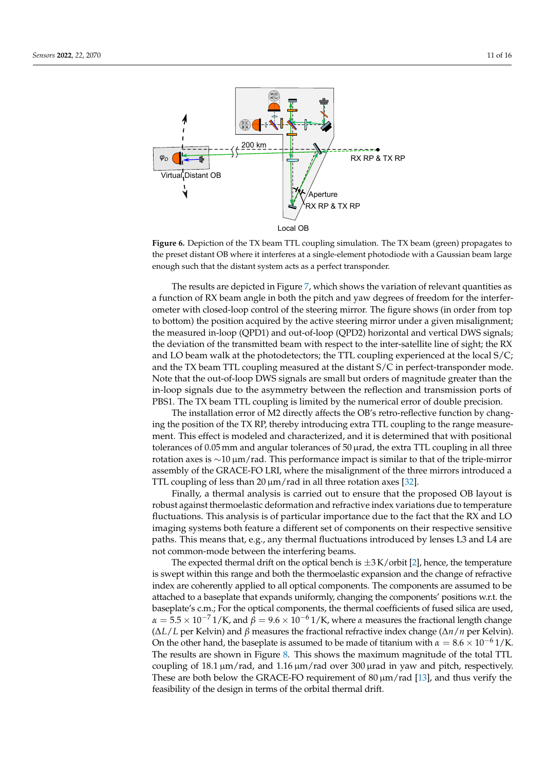**Figure 6.** Depiction of the TX beam TTL coupling simulation. The TX beam (green) propagates to the preset distant OB where it interferes at a single-element photodiode with a Gaussian beam large enough such that the distant system acts as a perfect transponder.

The results are depicted in Figure 7, which shows the variation of relevant quantities as a function of RX beam angle in both the pitch and yaw degrees of freedom for the interferometer with closed-loop control of the steering mirror. The figure shows (in order from top to bottom) the position acquired by the steering mirror under a given misalignment; the measured in-loop (QPD1) and out-of-loop (QPD2) horizontal and vertical DWS signals; the deviation of the transmitted beam with respect to the inter-satellite line of sight; the RX and LO beam walk at the photodetectors; the TTL coupling experienced at the local S/C; and the TX beam TTL coupling measured at the distant S/C in perfect-transponder mode. Note that the out-of-loop DWS signals are small but orders of magnitude greater than the in-loop signals due to the asymmetry between the reflection and transmission ports of PBS1. The TX beam TTL coupling is limited by the numerical error of double precision.

The installation error of M2 directly affects the OB's retro-reflective function by changing the position of the TX RP, thereby introducing extra TTL coupling to the range measurement. This effect is modeled and characterized, and it is determined that with positional tolerances of 0.05 mm and angular tolerances of 50 µrad, the extra TTL coupling in all three rotation axes is ~10 µm/rad. This performance impact is similar to that of the triple-mirror assembly of the GRACE-FO LRI, where the misalignment of the three mirrors introduced a TTL coupling of less than 20 µm/rad in all three rotation axes [32].

Finally, a thermal analysis is carried out to ensure that the proposed OB layout is robust against thermoelastic deformation and refractive index variations due to temperature fluctuations. This analysis is of particular importance due to the fact that the RX and LO imaging systems both feature a different set of components on their respective sensitive paths. This means that, e.g., any thermal fluctuations introduced by lenses L3 and L4 are not common-mode between the interfering beams.

The expected thermal drift on the optical bench is $\pm 3\,\text{K/orbit}$ [2], hence, the temperature is swept within this range and both the thermoelastic expansion and the change of refractive index are coherently applied to all optical components. The components are assumed to be attached to a baseplate that expands uniformly, changing the components' positions w.r.t. the baseplate's c.m.; For the optical components, the thermal coefficients of fused silica are used, $\alpha = 5.5 \times 10^{-7}\,1/\text{K}$, and $\beta = 9.6 \times 10^{-6}\,1/\text{K}$, where $\alpha$ measures the fractional length change ($\Delta L/L$ per Kelvin) and $\beta$ measures the fractional refractive index change ($\Delta n/n$ per Kelvin). On the other hand, the baseplate is assumed to be made of titanium with $\alpha = 8.6 \times 10^{-6}\,1/\text{K}$. The results are shown in Figure 8. This shows the maximum magnitude of the total TTL coupling of 18.1 µm/rad, and 1.16 µm/rad over 300 µrad in yaw and pitch, respectively. These are both below the GRACE-FO requirement of 80 µm/rad [13], and thus verify the feasibility of the design in terms of the orbital thermal drift.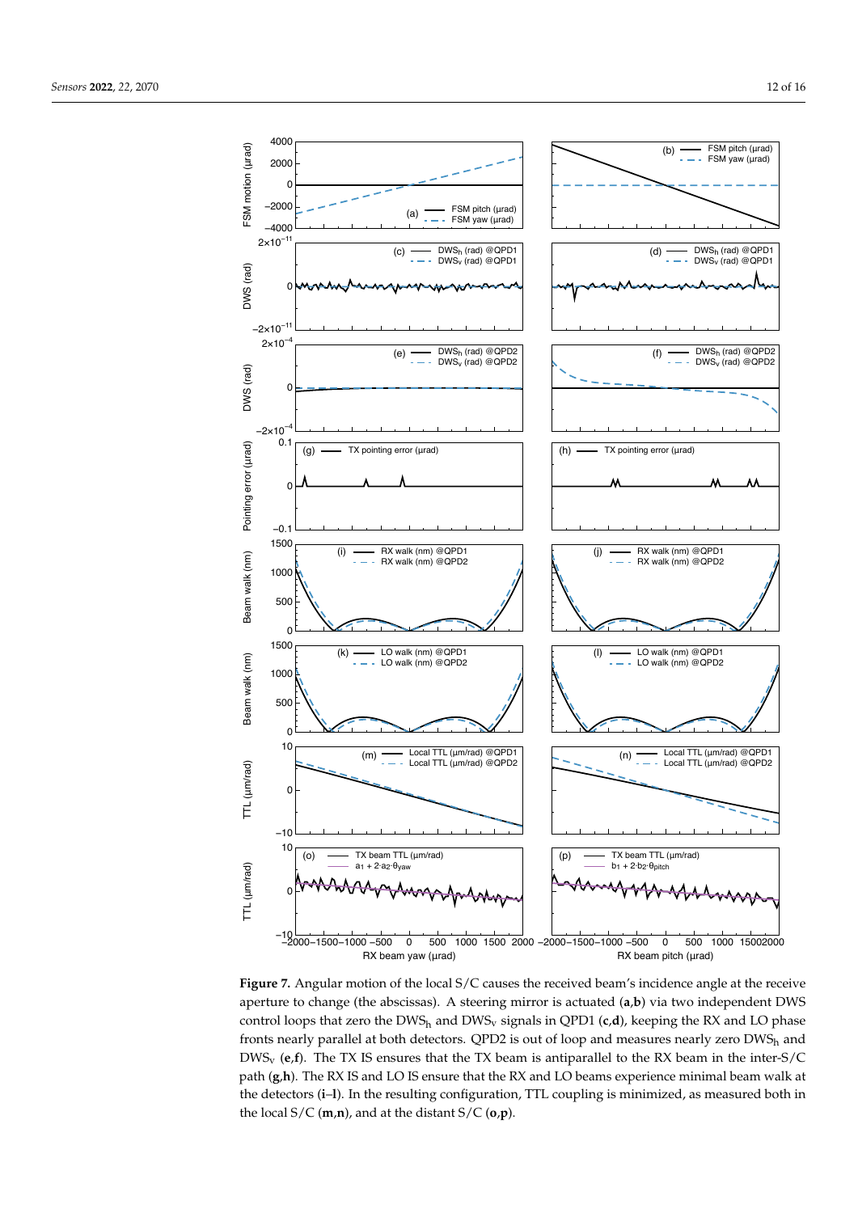**Figure 7.** Angular motion of the local S/C causes the received beam's incidence angle at the receive aperture to change (the abscissas). A steering mirror is actuated (**a**,**b**) via two independent DWS control loops that zero the $DWS_h$ and $DWS_v$ signals in QPD1 (**c**,**d**), keeping the RX and LO phase fronts nearly parallel at both detectors. QPD2 is out of loop and measures nearly zero $DWS_h$ and $DWS_v$ (**e**,**f**). The TX IS ensures that the TX beam is antiparallel to the RX beam in the inter-S/C path (**g**,**h**). The RX IS and LO IS ensure that the RX and LO beams experience minimal beam walk at the detectors (**i**–**l**). In the resulting configuration, TTL coupling is minimized, as measured both in the local S/C (**m**,**n**), and at the distant S/C (**o**,**p**).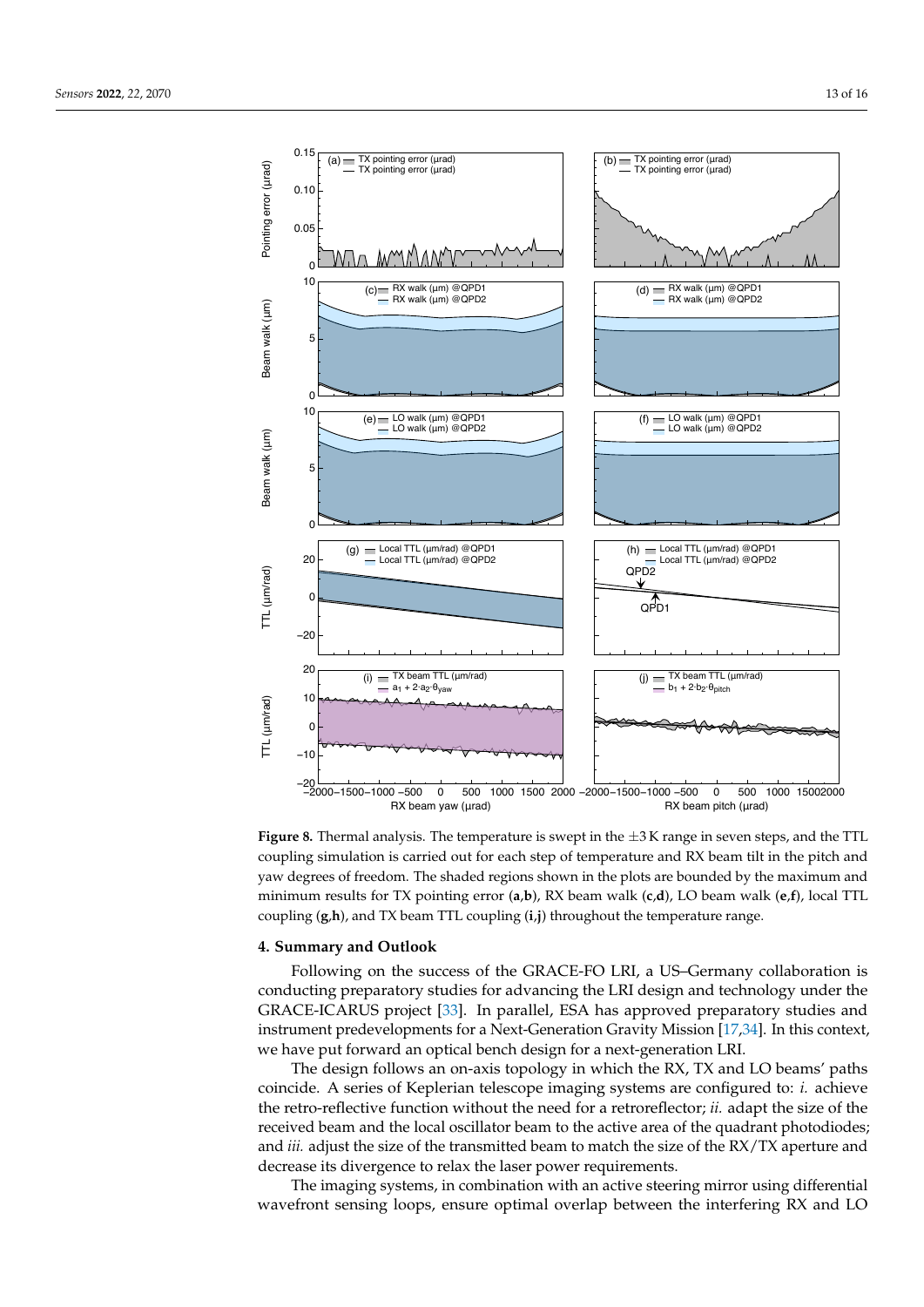**Figure 8.** Thermal analysis. The temperature is swept in the $\pm 3$ K range in seven steps, and the TTL coupling simulation is carried out for each step of temperature and RX beam tilt in the pitch and yaw degrees of freedom. The shaded regions shown in the plots are bounded by the maximum and minimum results for TX pointing error (**a**,**b**), RX beam walk (**c**,**d**), LO beam walk (**e**,**f**), local TTL coupling (**g**,**h**), and TX beam TTL coupling (**i**,**j**) throughout the temperature range.

## 4. Summary and Outlook

Following on the success of the GRACE-FO LRI, a US–Germany collaboration is conducting preparatory studies for advancing the LRI design and technology under the GRACE-ICARUS project [33]. In parallel, ESA has approved preparatory studies and instrument predevelopments for a Next-Generation Gravity Mission [17,34]. In this context, we have put forward an optical bench design for a next-generation LRI.

The design follows an on-axis topology in which the RX, TX and LO beams' paths coincide. A series of Keplerian telescope imaging systems are configured to: *i.* achieve the retro-reflective function without the need for a retroreflector; *ii.* adapt the size of the received beam and the local oscillator beam to the active area of the quadrant photodiodes; and *iii.* adjust the size of the transmitted beam to match the size of the RX/TX aperture and decrease its divergence to relax the laser power requirements.

The imaging systems, in combination with an active steering mirror using differential wavefront sensing loops, ensure optimal overlap between the interfering RX and LO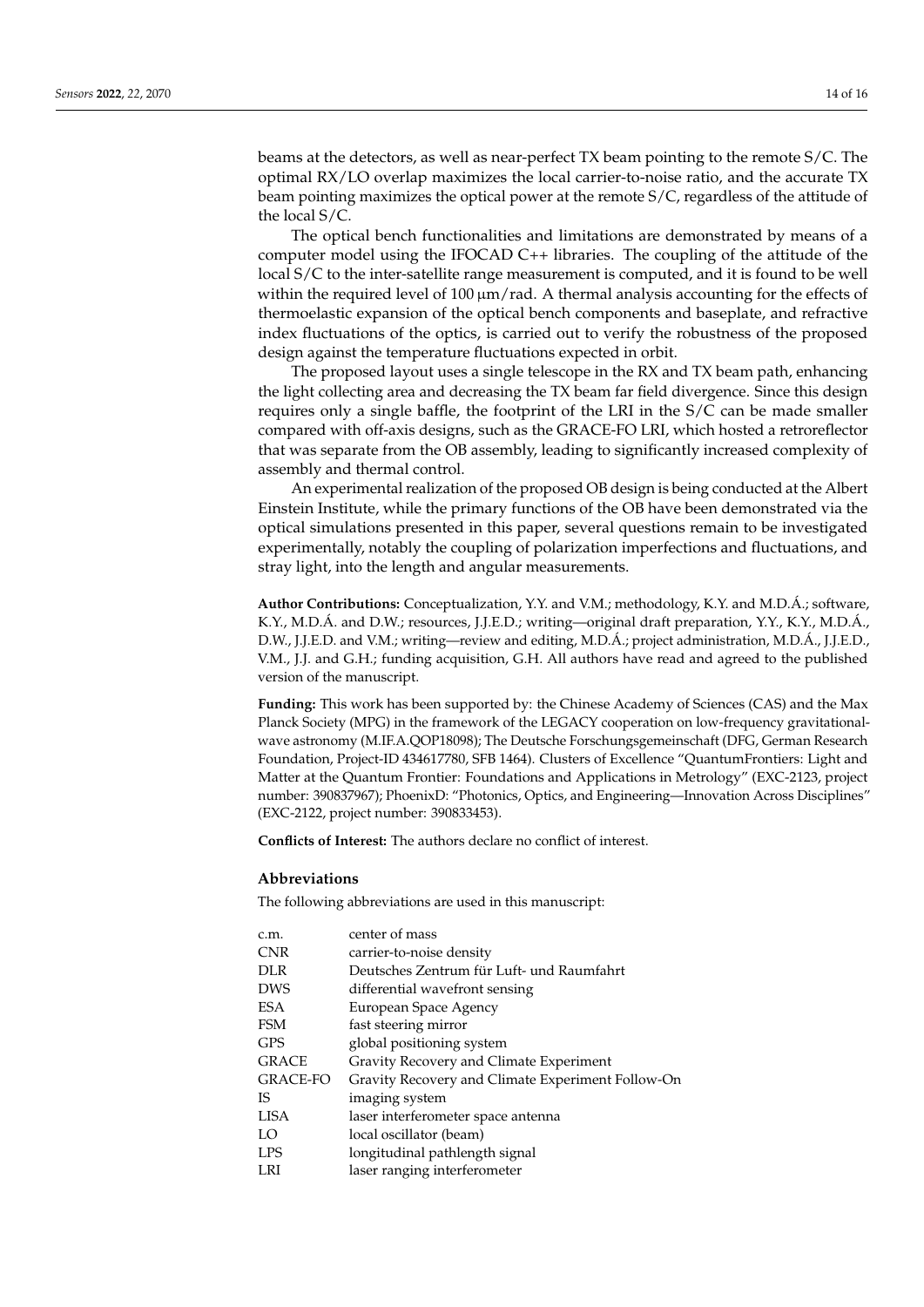beams at the detectors, as well as near-perfect TX beam pointing to the remote S/C. The optimal RX/LO overlap maximizes the local carrier-to-noise ratio, and the accurate TX beam pointing maximizes the optical power at the remote S/C, regardless of the attitude of the local S/C.

The optical bench functionalities and limitations are demonstrated by means of a computer model using the IFOCAD C++ libraries. The coupling of the attitude of the local S/C to the inter-satellite range measurement is computed, and it is found to be well within the required level of 100 μm/rad. A thermal analysis accounting for the effects of thermoelastic expansion of the optical bench components and baseplate, and refractive index fluctuations of the optics, is carried out to verify the robustness of the proposed design against the temperature fluctuations expected in orbit.

The proposed layout uses a single telescope in the RX and TX beam path, enhancing the light collecting area and decreasing the TX beam far field divergence. Since this design requires only a single baffle, the footprint of the LRI in the S/C can be made smaller compared with off-axis designs, such as the GRACE-FO LRI, which hosted a retroreflector that was separate from the OB assembly, leading to significantly increased complexity of assembly and thermal control.

An experimental realization of the proposed OB design is being conducted at the Albert Einstein Institute, while the primary functions of the OB have been demonstrated via the optical simulations presented in this paper, several questions remain to be investigated experimentally, notably the coupling of polarization imperfections and fluctuations, and stray light, into the length and angular measurements.

**Author Contributions:** Conceptualization, Y.Y. and V.M.; methodology, K.Y. and M.D.Á.; software, K.Y., M.D.Á. and D.W.; resources, J.J.E.D.; writing—original draft preparation, Y.Y., K.Y., M.D.Á., D.W., J.J.E.D. and V.M.; writing—review and editing, M.D.Á.; project administration, M.D.Á., J.J.E.D., V.M., J.J. and G.H.; funding acquisition, G.H. All authors have read and agreed to the published version of the manuscript.

**Funding:** This work has been supported by: the Chinese Academy of Sciences (CAS) and the Max Planck Society (MPG) in the framework of the LEGACY cooperation on low-frequency gravitational-wave astronomy (M.IF.A.QOP18098); The Deutsche Forschungsgemeinschaft (DFG, German Research Foundation, Project-ID 434617780, SFB 1464). Clusters of Excellence "QuantumFrontiers: Light and Matter at the Quantum Frontier: Foundations and Applications in Metrology" (EXC-2123, project number: 390837967); PhoenixD: "Photonics, Optics, and Engineering—Innovation Across Disciplines" (EXC-2122, project number: 390833453).

**Conflicts of Interest:** The authors declare no conflict of interest.

## Abbreviations

The following abbreviations are used in this manuscript:

| | |
|---|---|
| c.m. | center of mass |
| CNR | carrier-to-noise density |
| DLR | Deutsches Zentrum für Luft- und Raumfahrt |
| DWS | differential wavefront sensing |
| ESA | European Space Agency |
| FSM | fast steering mirror |
| GPS | global positioning system |
| GRACE | Gravity Recovery and Climate Experiment |
| GRACE-FO | Gravity Recovery and Climate Experiment Follow-On |
| IS | imaging system |
| LISA | laser interferometer space antenna |
| LO | local oscillator (beam) |
| LPS | longitudinal pathlength signal |
| LRI | laser ranging interferometer |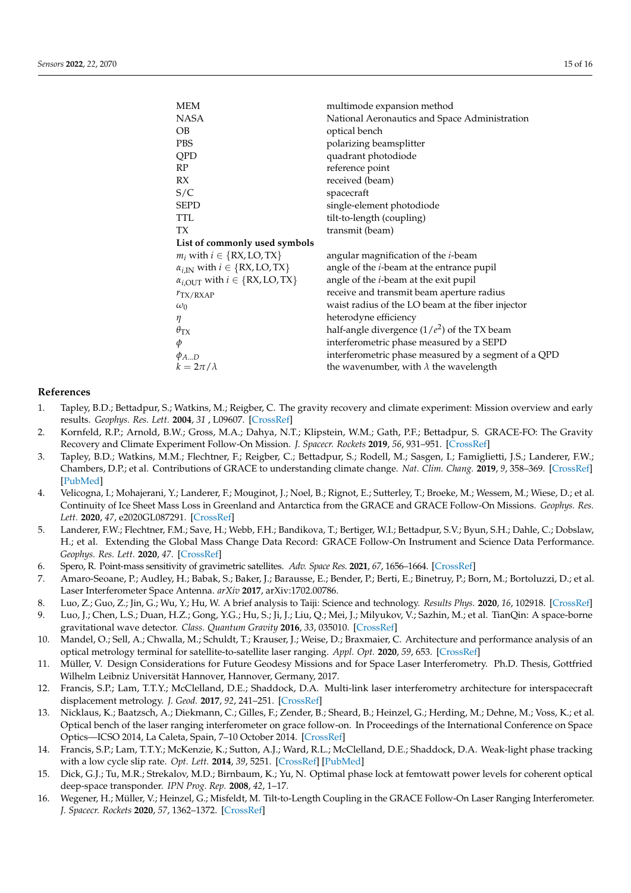| | |
|---|---|
| MEM | multimode expansion method |
| NASA | National Aeronautics and Space Administration |
| OB | optical bench |
| PBS | polarizing beamsplitter |
| QPD | quadrant photodiode |
| RP | reference point |
| RX | received (beam) |
| S/C | spacecraft |
| SEPD | single-element photodiode |
| TTL | tilt-to-length (coupling) |
| TX | transmit (beam) |
| **List of commonly used symbols** | |
| $m_i$ with $i \in \{\mathrm{RX}, \mathrm{LO}, \mathrm{TX}\}$ | angular magnification of the $i$-beam |
| $\alpha_{i,\mathrm{IN}}$ with $i \in \{\mathrm{RX}, \mathrm{LO}, \mathrm{TX}\}$ | angle of the $i$-beam at the entrance pupil |
| $\alpha_{i,\mathrm{OUT}}$ with $i \in \{\mathrm{RX}, \mathrm{LO}, \mathrm{TX}\}$ | angle of the $i$-beam at the exit pupil |
| $r_{\mathrm{TX/RXAP}}$ | receive and transmit beam aperture radius |
| $\omega_0$ | waist radius of the LO beam at the fiber injector |
| $\eta$ | heterodyne efficiency |
| $\theta_{\mathrm{TX}}$ | half-angle divergence ($1/e^2$) of the TX beam |
| $\phi$ | interferometric phase measured by a SEPD |
| $\phi_{A\ldots D}$ | interferometric phase measured by a segment of a QPD |
| $k = 2\pi/\lambda$ | the wavenumber, with $\lambda$ the wavelength |

## References

1. Tapley, B.D.; Bettadpur, S.; Watkins, M.; Reigber, C. The gravity recovery and climate experiment: Mission overview and early results. *Geophys. Res. Lett.* **2004**, *31* , L09607. [CrossRef]
2. Kornfeld, R.P.; Arnold, B.W.; Gross, M.A.; Dahya, N.T.; Klipstein, W.M.; Gath, P.F.; Bettadpur, S. GRACE-FO: The Gravity Recovery and Climate Experiment Follow-On Mission. *J. Spacecr. Rockets* **2019**, *56*, 931–951. [CrossRef]
3. Tapley, B.D.; Watkins, M.M.; Flechtner, F.; Reigber, C.; Bettadpur, S.; Rodell, M.; Sasgen, I.; Famiglietti, J.S.; Landerer, F.W.; Chambers, D.P.; et al. Contributions of GRACE to understanding climate change. *Nat. Clim. Chang.* **2019**, *9*, 358–369. [CrossRef] [PubMed]
4. Velicogna, I.; Mohajerani, Y.; Landerer, F.; Mouginot, J.; Noel, B.; Rignot, E.; Sutterley, T.; Broeke, M.; Wessem, M.; Wiese, D.; et al. Continuity of Ice Sheet Mass Loss in Greenland and Antarctica from the GRACE and GRACE Follow-On Missions. *Geophys. Res. Lett.* **2020**, *47*, e2020GL087291. [CrossRef]
5. Landerer, F.W.; Flechtner, F.M.; Save, H.; Webb, F.H.; Bandikova, T.; Bertiger, W.I.; Bettadpur, S.V.; Byun, S.H.; Dahle, C.; Dobslaw, H.; et al. Extending the Global Mass Change Data Record: GRACE Follow-On Instrument and Science Data Performance. *Geophys. Res. Lett.* **2020**, *47*. [CrossRef]
6. Spero, R. Point-mass sensitivity of gravimetric satellites. *Adv. Space Res.* **2021**, *67*, 1656–1664. [CrossRef]
7. Amaro-Seoane, P.; Audley, H.; Babak, S.; Baker, J.; Barausse, E.; Bender, P.; Berti, E.; Binetruy, P.; Born, M.; Bortoluzzi, D.; et al. Laser Interferometer Space Antenna. *arXiv* **2017**, arXiv:1702.00786.
8. Luo, Z.; Guo, Z.; Jin, G.; Wu, Y.; Hu, W. A brief analysis to Taiji: Science and technology. *Results Phys.* **2020**, *16*, 102918. [CrossRef]
9. Luo, J.; Chen, L.S.; Duan, H.Z.; Gong, Y.G.; Hu, S.; Ji, J.; Liu, Q.; Mei, J.; Milyukov, V.; Sazhin, M.; et al. TianQin: A space-borne gravitational wave detector. *Class. Quantum Gravity* **2016**, *33*, 035010. [CrossRef]
10. Mandel, O.; Sell, A.; Chwalla, M.; Schuldt, T.; Krauser, J.; Weise, D.; Braxmaier, C. Architecture and performance analysis of an optical metrology terminal for satellite-to-satellite laser ranging. *Appl. Opt.* **2020**, *59*, 653. [CrossRef]
11. Müller, V. Design Considerations for Future Geodesy Missions and for Space Laser Interferometry. Ph.D. Thesis, Gottfried Wilhelm Leibniz Universität Hannover, Hannover, Germany, 2017.
12. Francis, S.P.; Lam, T.T.Y.; McClelland, D.E.; Shaddock, D.A. Multi-link laser interferometry architecture for interspacecraft displacement metrology. *J. Geod.* **2017**, *92*, 241–251. [CrossRef]
13. Nicklaus, K.; Baatzsch, A.; Diekmann, C.; Gilles, F.; Zender, B.; Sheard, B.; Heinzel, G.; Herding, M.; Dehne, M.; Voss, K.; et al. Optical bench of the laser ranging interferometer on grace follow-on. In Proceedings of the International Conference on Space Optics—ICSO 2014, La Caleta, Spain, 7–10 October 2014. [CrossRef]
14. Francis, S.P.; Lam, T.T.Y.; McKenzie, K.; Sutton, A.J.; Ward, R.L.; McClelland, D.E.; Shaddock, D.A. Weak-light phase tracking with a low cycle slip rate. *Opt. Lett.* **2014**, *39*, 5251. [CrossRef] [PubMed]
15. Dick, G.J.; Tu, M.R.; Strekalov, M.D.; Birnbaum, K.; Yu, N. Optimal phase lock at femtowatt power levels for coherent optical deep-space transponder. *IPN Prog. Rep.* **2008**, *42*, 1–17.
16. Wegener, H.; Müller, V.; Heinzel, G.; Misfeldt, M. Tilt-to-Length Coupling in the GRACE Follow-On Laser Ranging Interferometer. *J. Spacecr. Rockets* **2020**, *57*, 1362–1372. [CrossRef]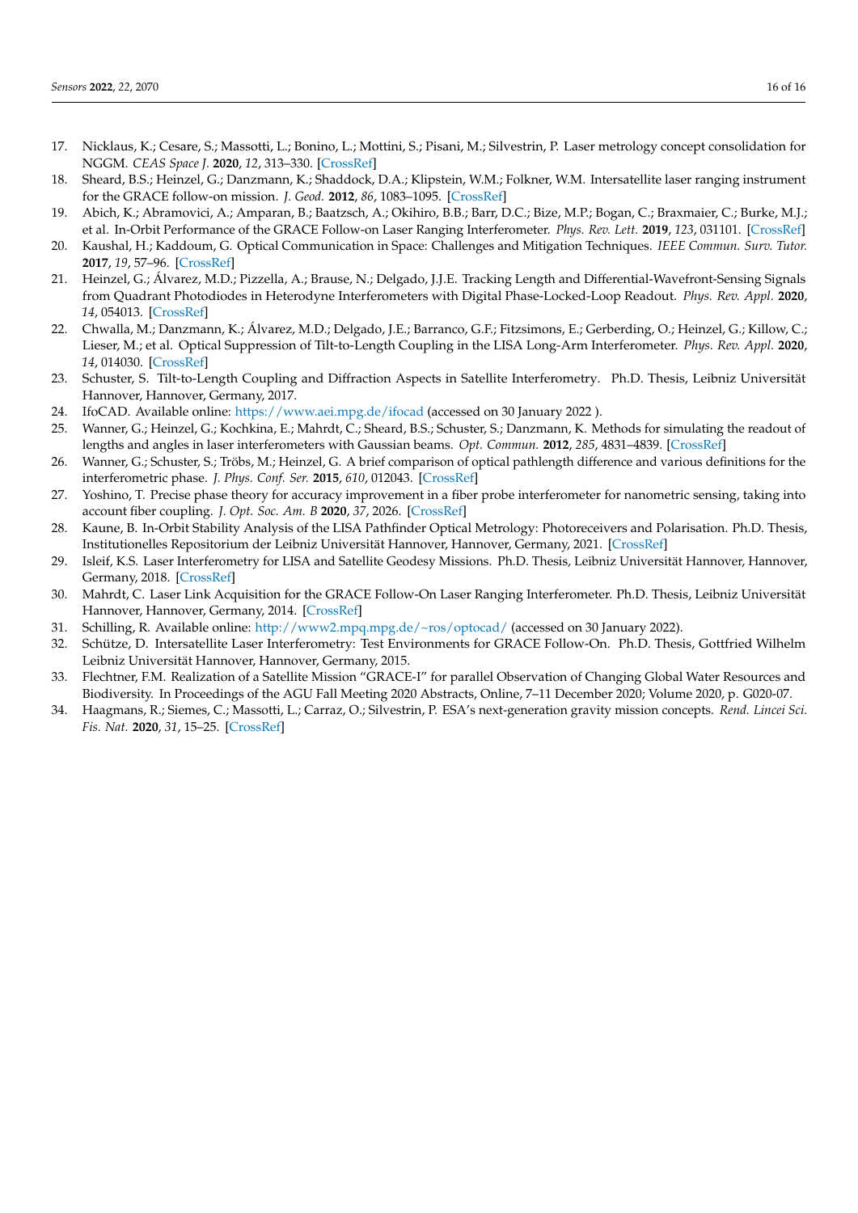17. Nicklaus, K.; Cesare, S.; Massotti, L.; Bonino, L.; Mottini, S.; Pisani, M.; Silvestrin, P. Laser metrology concept consolidation for NGGM. *CEAS Space J.* **2020**, *12*, 313–330. [CrossRef]
18. Sheard, B.S.; Heinzel, G.; Danzmann, K.; Shaddock, D.A.; Klipstein, W.M.; Folkner, W.M. Intersatellite laser ranging instrument for the GRACE follow-on mission. *J. Geod.* **2012**, *86*, 1083–1095. [CrossRef]
19. Abich, K.; Abramovici, A.; Amparan, B.; Baatzsch, A.; Okihiro, B.B.; Barr, D.C.; Bize, M.P.; Bogan, C.; Braxmaier, C.; Burke, M.J.; et al. In-Orbit Performance of the GRACE Follow-on Laser Ranging Interferometer. *Phys. Rev. Lett.* **2019**, *123*, 031101. [CrossRef]
20. Kaushal, H.; Kaddoum, G. Optical Communication in Space: Challenges and Mitigation Techniques. *IEEE Commun. Surv. Tutor.* **2017**, *19*, 57–96. [CrossRef]
21. Heinzel, G.; Álvarez, M.D.; Pizzella, A.; Brause, N.; Delgado, J.J.E. Tracking Length and Differential-Wavefront-Sensing Signals from Quadrant Photodiodes in Heterodyne Interferometers with Digital Phase-Locked-Loop Readout. *Phys. Rev. Appl.* **2020**, *14*, 054013. [CrossRef]
22. Chwalla, M.; Danzmann, K.; Álvarez, M.D.; Delgado, J.E.; Barranco, G.F.; Fitzsimons, E.; Gerberding, O.; Heinzel, G.; Killow, C.; Lieser, M.; et al. Optical Suppression of Tilt-to-Length Coupling in the LISA Long-Arm Interferometer. *Phys. Rev. Appl.* **2020**, *14*, 014030. [CrossRef]
23. Schuster, S. Tilt-to-Length Coupling and Diffraction Aspects in Satellite Interferometry. Ph.D. Thesis, Leibniz Universität Hannover, Hannover, Germany, 2017.
24. IfoCAD. Available online: https://www.aei.mpg.de/ifocad (accessed on 30 January 2022 ).
25. Wanner, G.; Heinzel, G.; Kochkina, E.; Mahrdt, C.; Sheard, B.S.; Schuster, S.; Danzmann, K. Methods for simulating the readout of lengths and angles in laser interferometers with Gaussian beams. *Opt. Commun.* **2012**, *285*, 4831–4839. [CrossRef]
26. Wanner, G.; Schuster, S.; Tröbs, M.; Heinzel, G. A brief comparison of optical pathlength difference and various definitions for the interferometric phase. *J. Phys. Conf. Ser.* **2015**, *610*, 012043. [CrossRef]
27. Yoshino, T. Precise phase theory for accuracy improvement in a fiber probe interferometer for nanometric sensing, taking into account fiber coupling. *J. Opt. Soc. Am. B* **2020**, *37*, 2026. [CrossRef]
28. Kaune, B. In-Orbit Stability Analysis of the LISA Pathfinder Optical Metrology: Photoreceivers and Polarisation. Ph.D. Thesis, Institutionelles Repositorium der Leibniz Universität Hannover, Hannover, Germany, 2021. [CrossRef]
29. Isleif, K.S. Laser Interferometry for LISA and Satellite Geodesy Missions. Ph.D. Thesis, Leibniz Universität Hannover, Hannover, Germany, 2018. [CrossRef]
30. Mahrdt, C. Laser Link Acquisition for the GRACE Follow-On Laser Ranging Interferometer. Ph.D. Thesis, Leibniz Universität Hannover, Hannover, Germany, 2014. [CrossRef]
31. Schilling, R. Available online: http://www2.mpq.mpg.de/~ros/optocad/ (accessed on 30 January 2022).
32. Schütze, D. Intersatellite Laser Interferometry: Test Environments for GRACE Follow-On. Ph.D. Thesis, Gottfried Wilhelm Leibniz Universität Hannover, Hannover, Germany, 2015.
33. Flechtner, F.M. Realization of a Satellite Mission "GRACE-I" for parallel Observation of Changing Global Water Resources and Biodiversity. In Proceedings of the AGU Fall Meeting 2020 Abstracts, Online, 7–11 December 2020; Volume 2020, p. G020-07.
34. Haagmans, R.; Siemes, C.; Massotti, L.; Carraz, O.; Silvestrin, P. ESA's next-generation gravity mission concepts. *Rend. Lincei Sci. Fis. Nat.* **2020**, *31*, 15–25. [CrossRef]